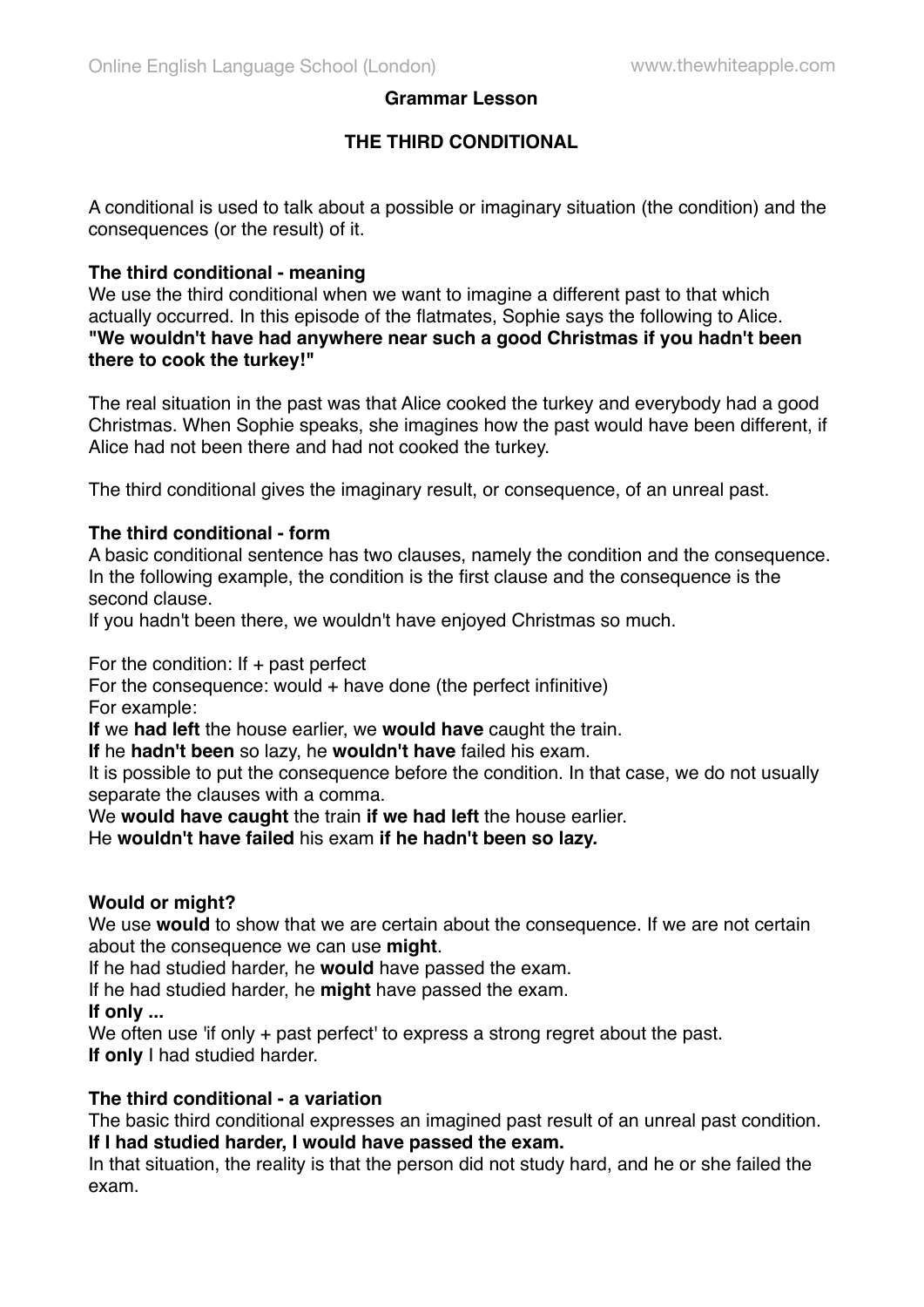## Grammar Lesson

# THE THIRD CONDITIONAL

A conditional is used to talk about a possible or imaginary situation (the condition) and the consequences (or the result) of it.

**The third conditional - meaning**
We use the third conditional when we want to imagine a different past to that which actually occurred. In this episode of the flatmates, Sophie says the following to Alice.
**"We wouldn't have had anywhere near such a good Christmas if you hadn't been there to cook the turkey!"**

The real situation in the past was that Alice cooked the turkey and everybody had a good Christmas. When Sophie speaks, she imagines how the past would have been different, if Alice had not been there and had not cooked the turkey.

The third conditional gives the imaginary result, or consequence, of an unreal past.

**The third conditional - form**
A basic conditional sentence has two clauses, namely the condition and the consequence. In the following example, the condition is the first clause and the consequence is the second clause.
If you hadn't been there, we wouldn't have enjoyed Christmas so much.

For the condition: If + past perfect
For the consequence: would + have done (the perfect infinitive)
For example:
**If** we **had left** the house earlier, we **would have** caught the train.
**If** he **hadn't been** so lazy, he **wouldn't have** failed his exam.
It is possible to put the consequence before the condition. In that case, we do not usually separate the clauses with a comma.
We **would have caught** the train **if we had left** the house earlier.
He **wouldn't have failed** his exam **if he hadn't been so lazy.**

**Would or might?**
We use **would** to show that we are certain about the consequence. If we are not certain about the consequence we can use **might**.
If he had studied harder, he **would** have passed the exam.
If he had studied harder, he **might** have passed the exam.
**If only ...**
We often use 'if only + past perfect' to express a strong regret about the past.
**If only** I had studied harder.

**The third conditional - a variation**
The basic third conditional expresses an imagined past result of an unreal past condition.
**If I had studied harder, I would have passed the exam.**
In that situation, the reality is that the person did not study hard, and he or she failed the exam.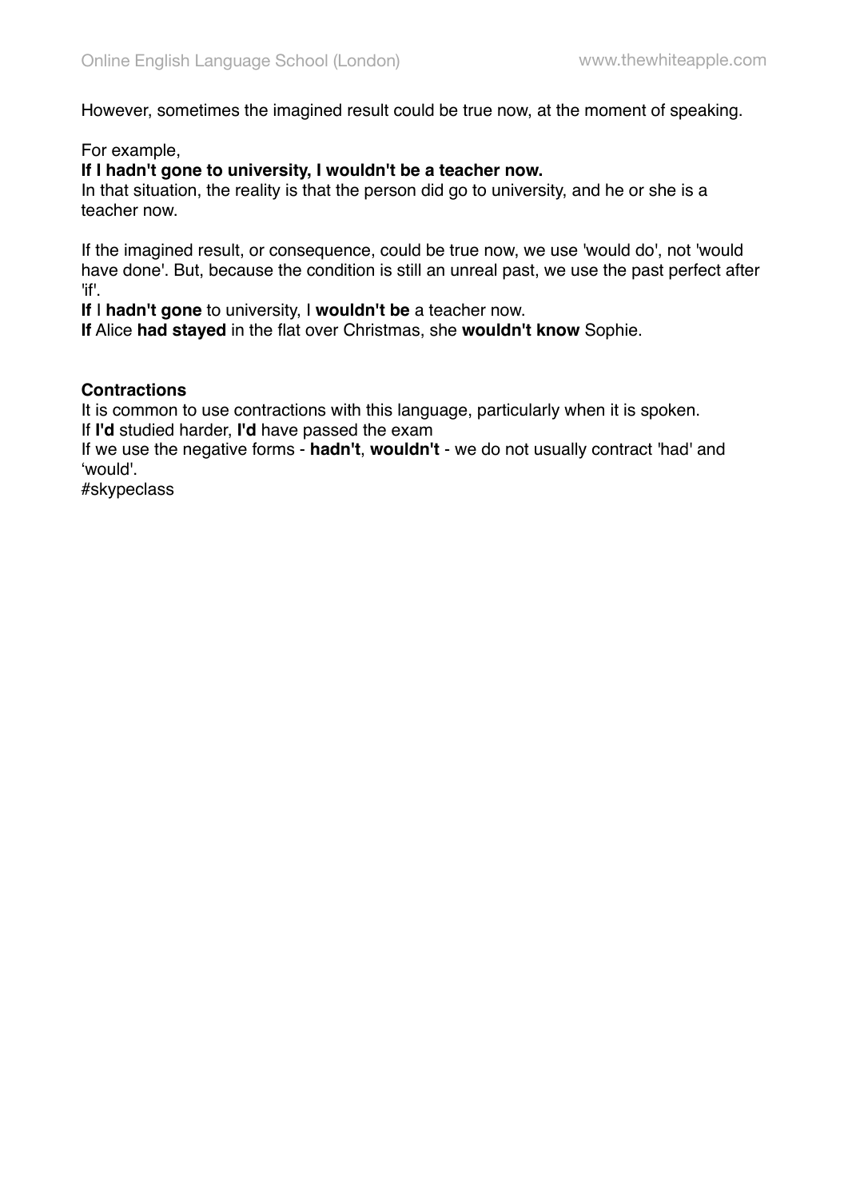However, sometimes the imagined result could be true now, at the moment of speaking.

For example,

**If I hadn't gone to university, I wouldn't be a teacher now.**

In that situation, the reality is that the person did go to university, and he or she is a teacher now.

If the imagined result, or consequence, could be true now, we use 'would do', not 'would have done'. But, because the condition is still an unreal past, we use the past perfect after 'if'.

**If** I **hadn't gone** to university, I **wouldn't be** a teacher now.

**If** Alice **had stayed** in the flat over Christmas, she **wouldn't know** Sophie.

**Contractions**

It is common to use contractions with this language, particularly when it is spoken.

If **I'd** studied harder, **I'd** have passed the exam

If we use the negative forms - **hadn't**, **wouldn't** - we do not usually contract 'had' and 'would'.

#skypeclass